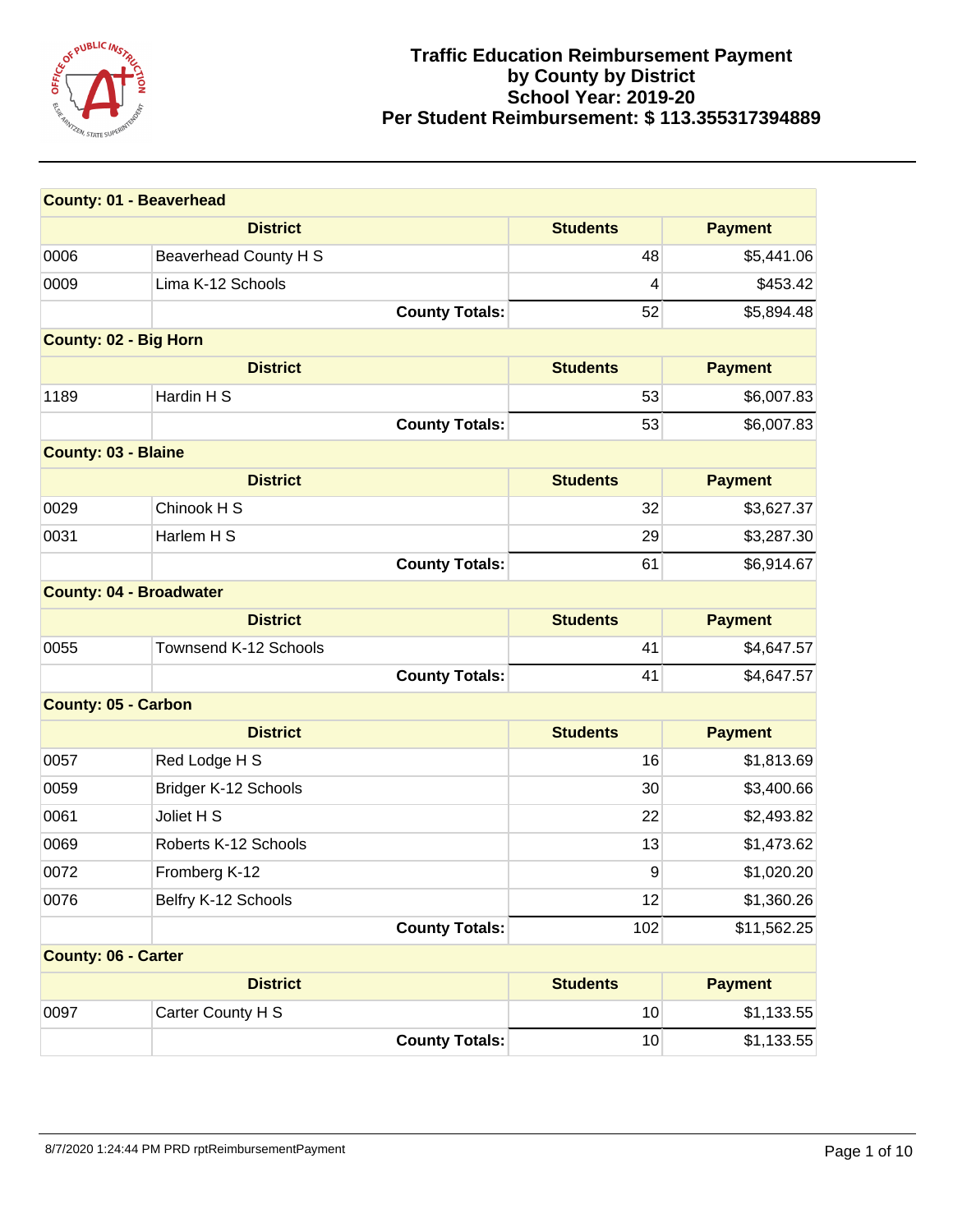# Traffic Education Reimbursement Payment
## by County by District
## School Year: 2019-20
## Per Student Reimbursement: $ 113.355317394889

**County: 01 - Beaverhead**

| District | | Students | Payment |
|---|---|---|---|
| 0006 | Beaverhead County H S | 48 | $5,441.06 |
| 0009 | Lima K-12 Schools | 4 | $453.42 |
| | **County Totals:** | 52 | $5,894.48 |

**County: 02 - Big Horn**

| District | | Students | Payment |
|---|---|---|---|
| 1189 | Hardin H S | 53 | $6,007.83 |
| | **County Totals:** | 53 | $6,007.83 |

**County: 03 - Blaine**

| District | | Students | Payment |
|---|---|---|---|
| 0029 | Chinook H S | 32 | $3,627.37 |
| 0031 | Harlem H S | 29 | $3,287.30 |
| | **County Totals:** | 61 | $6,914.67 |

**County: 04 - Broadwater**

| District | | Students | Payment |
|---|---|---|---|
| 0055 | Townsend K-12 Schools | 41 | $4,647.57 |
| | **County Totals:** | 41 | $4,647.57 |

**County: 05 - Carbon**

| District | | Students | Payment |
|---|---|---|---|
| 0057 | Red Lodge H S | 16 | $1,813.69 |
| 0059 | Bridger K-12 Schools | 30 | $3,400.66 |
| 0061 | Joliet H S | 22 | $2,493.82 |
| 0069 | Roberts K-12 Schools | 13 | $1,473.62 |
| 0072 | Fromberg K-12 | 9 | $1,020.20 |
| 0076 | Belfry K-12 Schools | 12 | $1,360.26 |
| | **County Totals:** | 102 | $11,562.25 |

**County: 06 - Carter**

| District | | Students | Payment |
|---|---|---|---|
| 0097 | Carter County H S | 10 | $1,133.55 |
| | **County Totals:** | 10 | $1,133.55 |

8/7/2020 1:24:44 PM PRD rptReimbursementPayment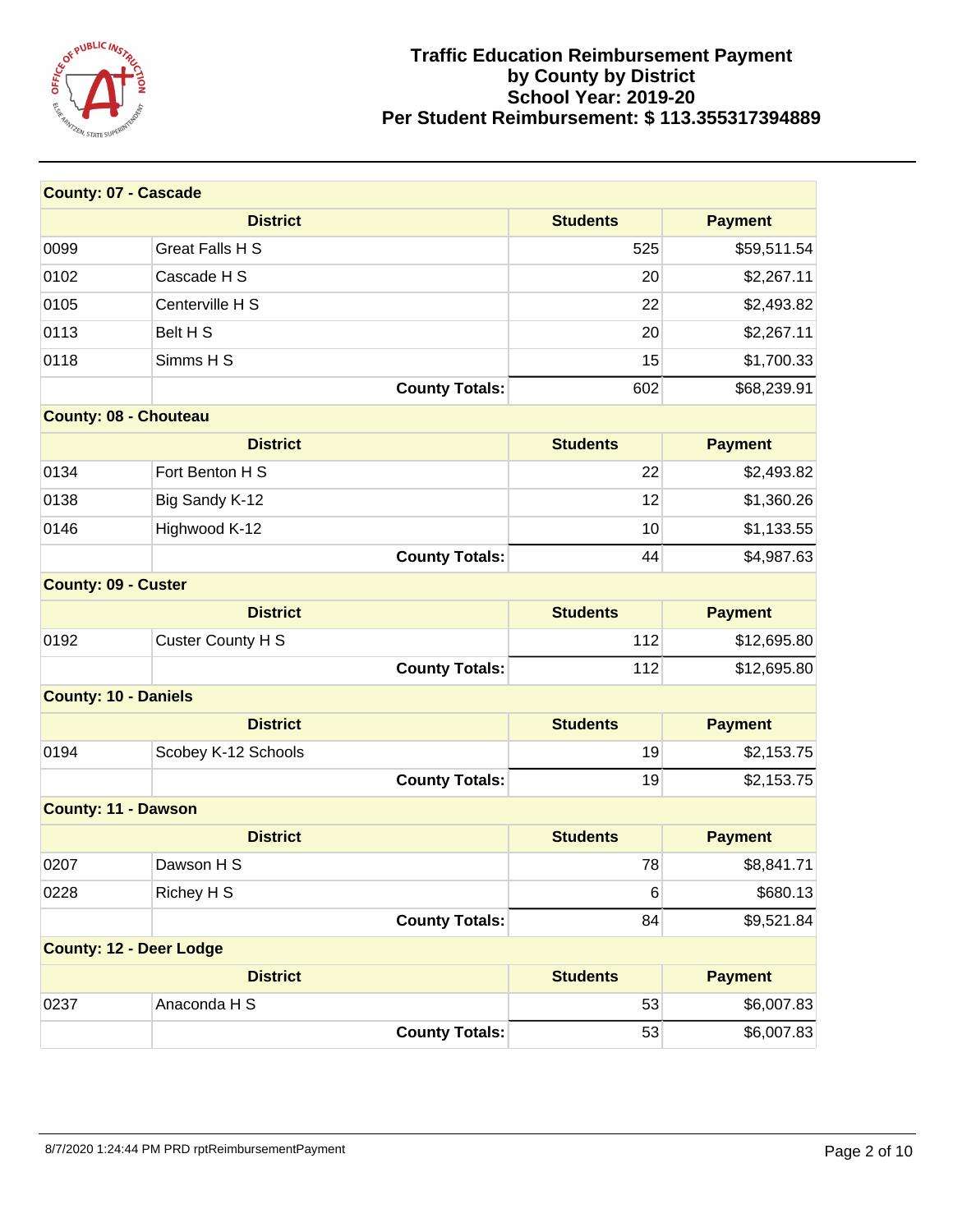# Traffic Education Reimbursement Payment by County by District
## School Year: 2019-20
## Per Student Reimbursement: $ 113.355317394889

**County: 07 - Cascade**

| District | | Students | Payment |
|---|---|---|---|
| 0099 | Great Falls H S | 525 | $59,511.54 |
| 0102 | Cascade H S | 20 | $2,267.11 |
| 0105 | Centerville H S | 22 | $2,493.82 |
| 0113 | Belt H S | 20 | $2,267.11 |
| 0118 | Simms H S | 15 | $1,700.33 |
| | **County Totals:** | 602 | $68,239.91 |

**County: 08 - Chouteau**

| District | | Students | Payment |
|---|---|---|---|
| 0134 | Fort Benton H S | 22 | $2,493.82 |
| 0138 | Big Sandy K-12 | 12 | $1,360.26 |
| 0146 | Highwood K-12 | 10 | $1,133.55 |
| | **County Totals:** | 44 | $4,987.63 |

**County: 09 - Custer**

| District | | Students | Payment |
|---|---|---|---|
| 0192 | Custer County H S | 112 | $12,695.80 |
| | **County Totals:** | 112 | $12,695.80 |

**County: 10 - Daniels**

| District | | Students | Payment |
|---|---|---|---|
| 0194 | Scobey K-12 Schools | 19 | $2,153.75 |
| | **County Totals:** | 19 | $2,153.75 |

**County: 11 - Dawson**

| District | | Students | Payment |
|---|---|---|---|
| 0207 | Dawson H S | 78 | $8,841.71 |
| 0228 | Richey H S | 6 | $680.13 |
| | **County Totals:** | 84 | $9,521.84 |

**County: 12 - Deer Lodge**

| District | | Students | Payment |
|---|---|---|---|
| 0237 | Anaconda H S | 53 | $6,007.83 |
| | **County Totals:** | 53 | $6,007.83 |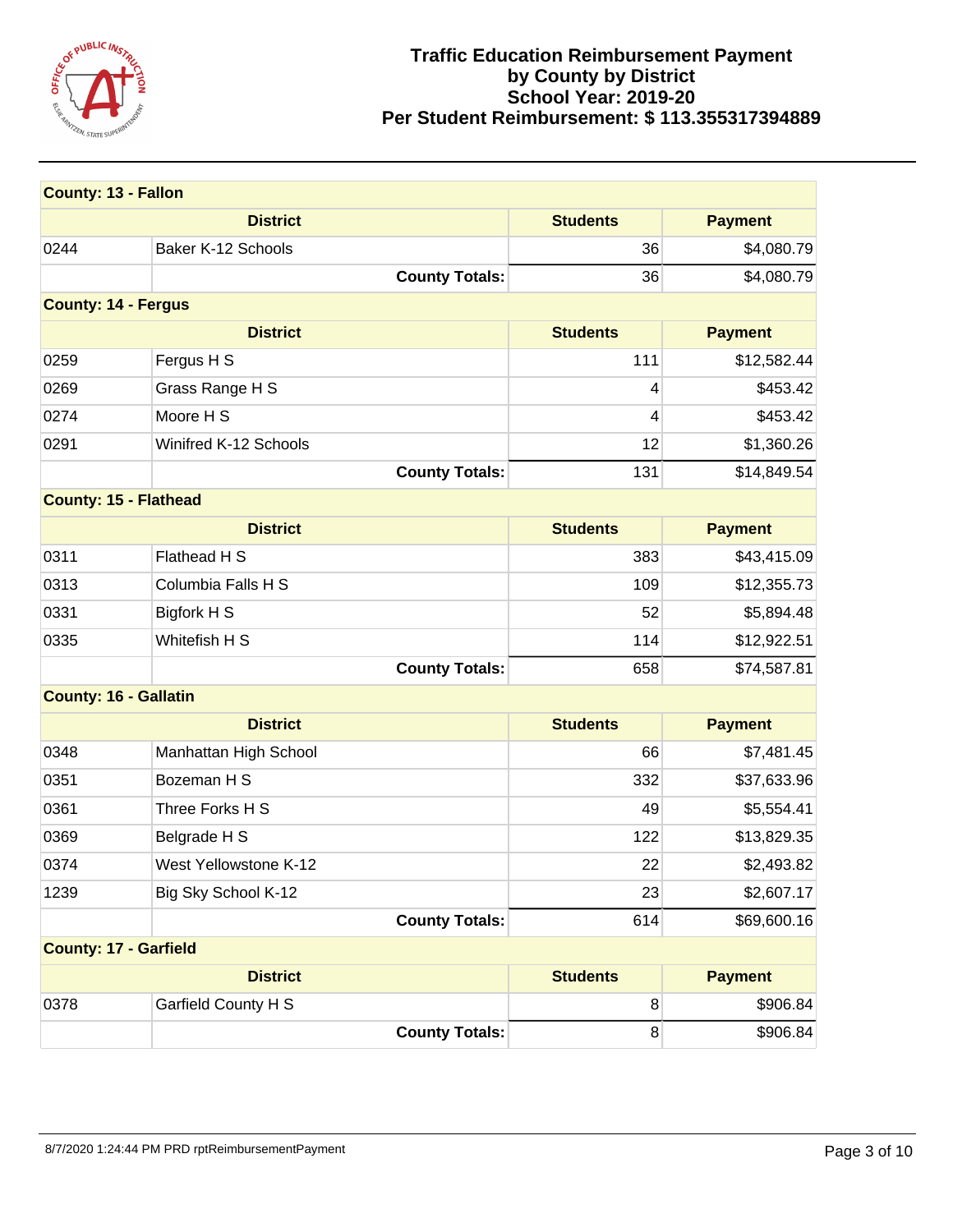# Traffic Education Reimbursement Payment by County by District

**School Year: 2019-20**

**Per Student Reimbursement: $ 113.355317394889**

| County: 13 - Fallon | | | |
|---|---|---|---|
| **District** | | **Students** | **Payment** |
| 0244 | Baker K-12 Schools | 36 | $4,080.79 |
| | **County Totals:** | 36 | $4,080.79 |

| County: 14 - Fergus | | | |
|---|---|---|---|
| **District** | | **Students** | **Payment** |
| 0259 | Fergus H S | 111 | $12,582.44 |
| 0269 | Grass Range H S | 4 | $453.42 |
| 0274 | Moore H S | 4 | $453.42 |
| 0291 | Winifred K-12 Schools | 12 | $1,360.26 |
| | **County Totals:** | 131 | $14,849.54 |

| County: 15 - Flathead | | | |
|---|---|---|---|
| **District** | | **Students** | **Payment** |
| 0311 | Flathead H S | 383 | $43,415.09 |
| 0313 | Columbia Falls H S | 109 | $12,355.73 |
| 0331 | Bigfork H S | 52 | $5,894.48 |
| 0335 | Whitefish H S | 114 | $12,922.51 |
| | **County Totals:** | 658 | $74,587.81 |

| County: 16 - Gallatin | | | |
|---|---|---|---|
| **District** | | **Students** | **Payment** |
| 0348 | Manhattan High School | 66 | $7,481.45 |
| 0351 | Bozeman H S | 332 | $37,633.96 |
| 0361 | Three Forks H S | 49 | $5,554.41 |
| 0369 | Belgrade H S | 122 | $13,829.35 |
| 0374 | West Yellowstone K-12 | 22 | $2,493.82 |
| 1239 | Big Sky School K-12 | 23 | $2,607.17 |
| | **County Totals:** | 614 | $69,600.16 |

| County: 17 - Garfield | | | |
|---|---|---|---|
| **District** | | **Students** | **Payment** |
| 0378 | Garfield County H S | 8 | $906.84 |
| | **County Totals:** | 8 | $906.84 |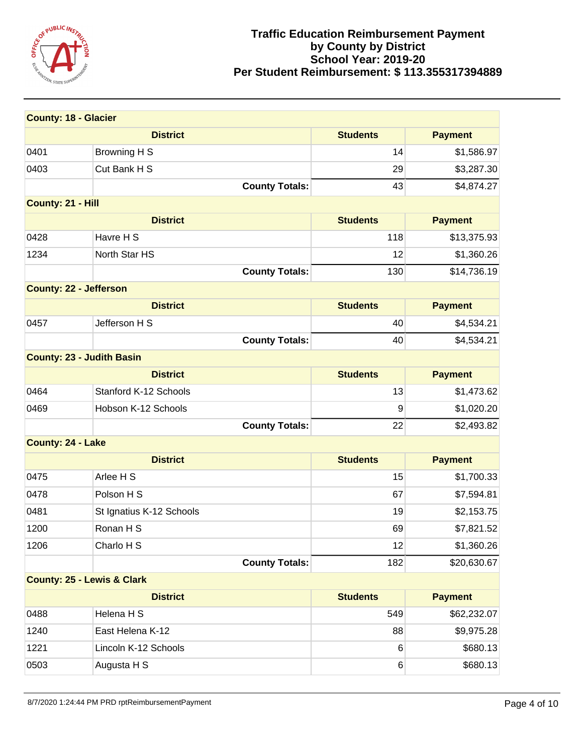# Traffic Education Reimbursement Payment by County by District
## School Year: 2019-20
## Per Student Reimbursement: $ 113.355317394889

| County: 18 - Glacier | | | |
|---|---|---|---|
| District | | Students | Payment |
| 0401 | Browning H S | 14 | $1,586.97 |
| 0403 | Cut Bank H S | 29 | $3,287.30 |
| | County Totals: | 43 | $4,874.27 |
| **County: 21 - Hill** | | | |
| District | | Students | Payment |
| 0428 | Havre H S | 118 | $13,375.93 |
| 1234 | North Star HS | 12 | $1,360.26 |
| | County Totals: | 130 | $14,736.19 |
| **County: 22 - Jefferson** | | | |
| District | | Students | Payment |
| 0457 | Jefferson H S | 40 | $4,534.21 |
| | County Totals: | 40 | $4,534.21 |
| **County: 23 - Judith Basin** | | | |
| District | | Students | Payment |
| 0464 | Stanford K-12 Schools | 13 | $1,473.62 |
| 0469 | Hobson K-12 Schools | 9 | $1,020.20 |
| | County Totals: | 22 | $2,493.82 |
| **County: 24 - Lake** | | | |
| District | | Students | Payment |
| 0475 | Arlee H S | 15 | $1,700.33 |
| 0478 | Polson H S | 67 | $7,594.81 |
| 0481 | St Ignatius K-12 Schools | 19 | $2,153.75 |
| 1200 | Ronan H S | 69 | $7,821.52 |
| 1206 | Charlo H S | 12 | $1,360.26 |
| | County Totals: | 182 | $20,630.67 |
| **County: 25 - Lewis & Clark** | | | |
| District | | Students | Payment |
| 0488 | Helena H S | 549 | $62,232.07 |
| 1240 | East Helena K-12 | 88 | $9,975.28 |
| 1221 | Lincoln K-12 Schools | 6 | $680.13 |
| 0503 | Augusta H S | 6 | $680.13 |

8/7/2020 1:24:44 PM PRD rptReimbursementPayment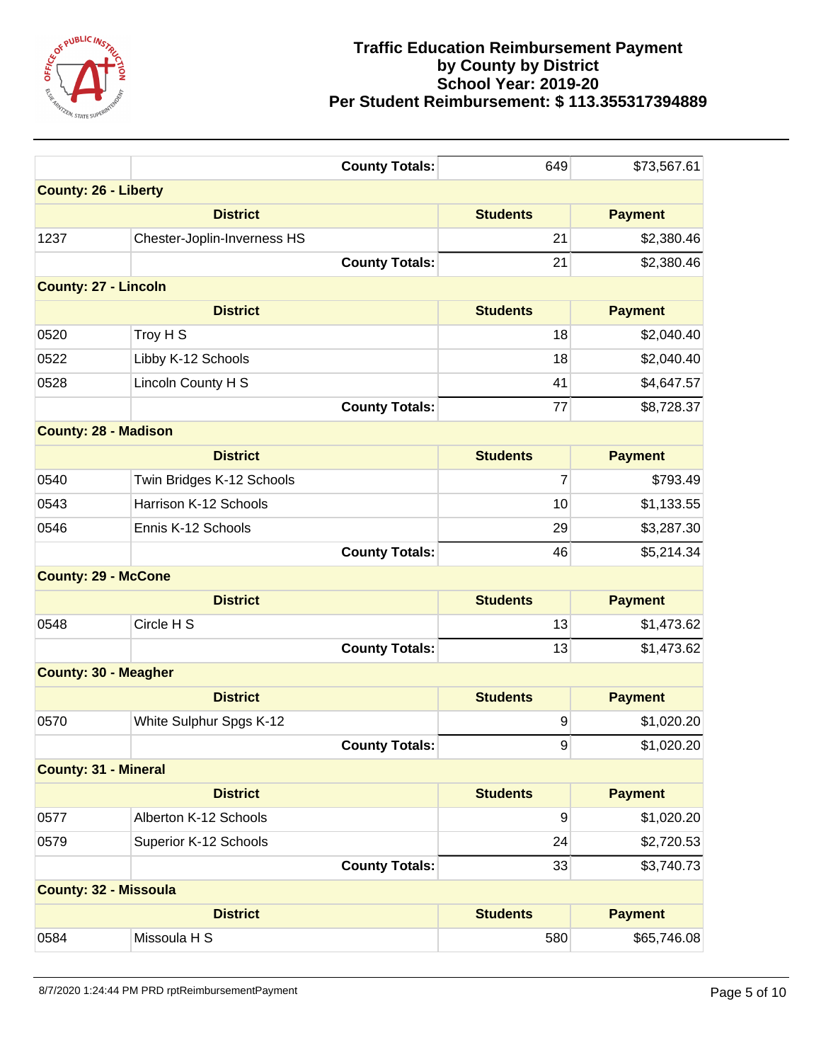# Traffic Education Reimbursement Payment by County by District
## School Year: 2019-20
## Per Student Reimbursement: $ 113.355317394889

| | | Students | Payment |
|---|---|---|---|
| | **County Totals:** | 649 | $73,567.61 |
| **County: 26 - Liberty** | | | |
| | **District** | **Students** | **Payment** |
| 1237 | Chester-Joplin-Inverness HS | 21 | $2,380.46 |
| | **County Totals:** | 21 | $2,380.46 |
| **County: 27 - Lincoln** | | | |
| | **District** | **Students** | **Payment** |
| 0520 | Troy H S | 18 | $2,040.40 |
| 0522 | Libby K-12 Schools | 18 | $2,040.40 |
| 0528 | Lincoln County H S | 41 | $4,647.57 |
| | **County Totals:** | 77 | $8,728.37 |
| **County: 28 - Madison** | | | |
| | **District** | **Students** | **Payment** |
| 0540 | Twin Bridges K-12 Schools | 7 | $793.49 |
| 0543 | Harrison K-12 Schools | 10 | $1,133.55 |
| 0546 | Ennis K-12 Schools | 29 | $3,287.30 |
| | **County Totals:** | 46 | $5,214.34 |
| **County: 29 - McCone** | | | |
| | **District** | **Students** | **Payment** |
| 0548 | Circle H S | 13 | $1,473.62 |
| | **County Totals:** | 13 | $1,473.62 |
| **County: 30 - Meagher** | | | |
| | **District** | **Students** | **Payment** |
| 0570 | White Sulphur Spgs K-12 | 9 | $1,020.20 |
| | **County Totals:** | 9 | $1,020.20 |
| **County: 31 - Mineral** | | | |
| | **District** | **Students** | **Payment** |
| 0577 | Alberton K-12 Schools | 9 | $1,020.20 |
| 0579 | Superior K-12 Schools | 24 | $2,720.53 |
| | **County Totals:** | 33 | $3,740.73 |
| **County: 32 - Missoula** | | | |
| | **District** | **Students** | **Payment** |
| 0584 | Missoula H S | 580 | $65,746.08 |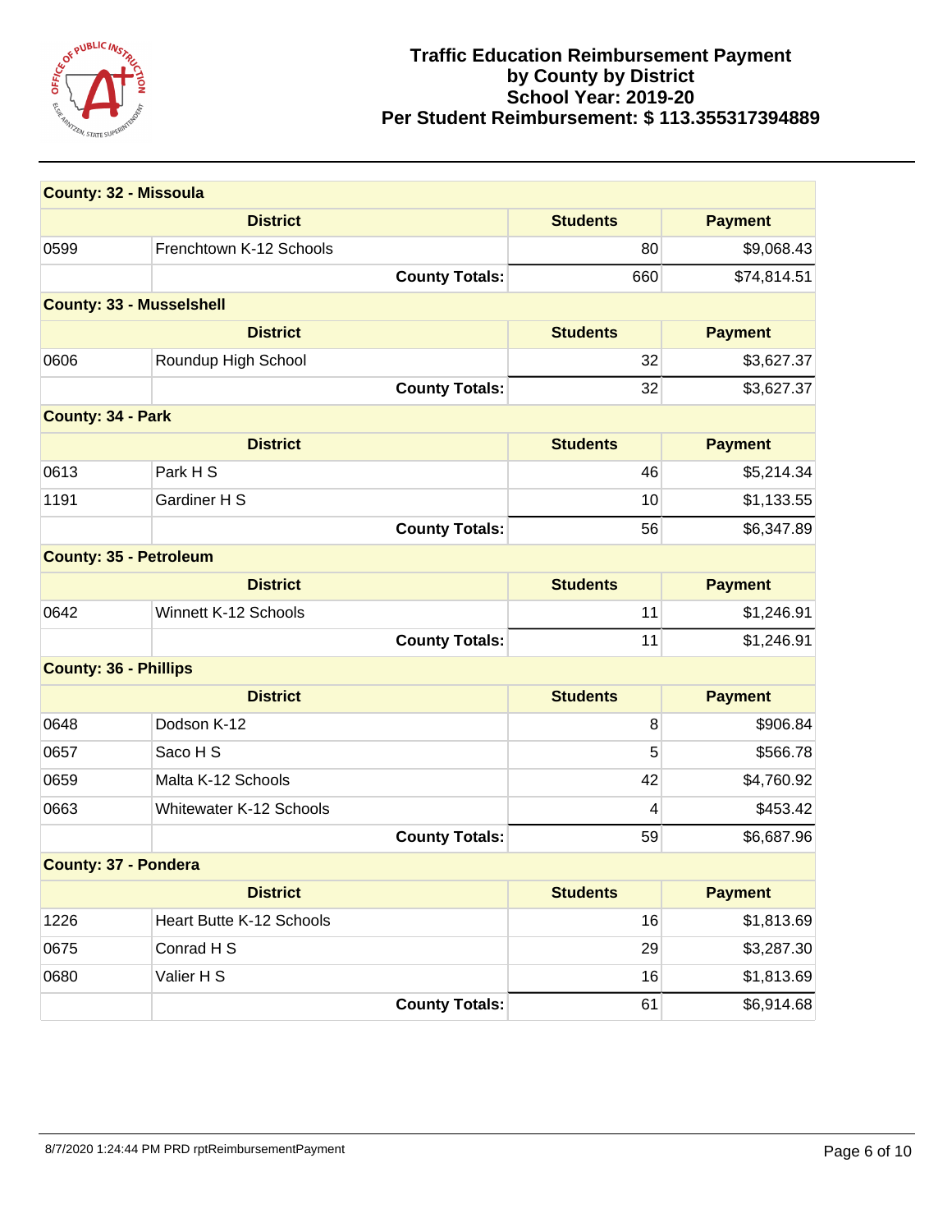# Traffic Education Reimbursement Payment by County by District
## School Year: 2019-20
## Per Student Reimbursement: $ 113.355317394889

| County: 32 - Missoula | | | |
|---|---|---|---|
| **District** | | **Students** | **Payment** |
| 0599 | Frenchtown K-12 Schools | 80 | $9,068.43 |
| | **County Totals:** | 660 | $74,814.51 |

| County: 33 - Musselshell | | | |
|---|---|---|---|
| **District** | | **Students** | **Payment** |
| 0606 | Roundup High School | 32 | $3,627.37 |
| | **County Totals:** | 32 | $3,627.37 |

| County: 34 - Park | | | |
|---|---|---|---|
| **District** | | **Students** | **Payment** |
| 0613 | Park H S | 46 | $5,214.34 |
| 1191 | Gardiner H S | 10 | $1,133.55 |
| | **County Totals:** | 56 | $6,347.89 |

| County: 35 - Petroleum | | | |
|---|---|---|---|
| **District** | | **Students** | **Payment** |
| 0642 | Winnett K-12 Schools | 11 | $1,246.91 |
| | **County Totals:** | 11 | $1,246.91 |

| County: 36 - Phillips | | | |
|---|---|---|---|
| **District** | | **Students** | **Payment** |
| 0648 | Dodson K-12 | 8 | $906.84 |
| 0657 | Saco H S | 5 | $566.78 |
| 0659 | Malta K-12 Schools | 42 | $4,760.92 |
| 0663 | Whitewater K-12 Schools | 4 | $453.42 |
| | **County Totals:** | 59 | $6,687.96 |

| County: 37 - Pondera | | | |
|---|---|---|---|
| **District** | | **Students** | **Payment** |
| 1226 | Heart Butte K-12 Schools | 16 | $1,813.69 |
| 0675 | Conrad H S | 29 | $3,287.30 |
| 0680 | Valier H S | 16 | $1,813.69 |
| | **County Totals:** | 61 | $6,914.68 |

8/7/2020 1:24:44 PM PRD rptReimbursementPayment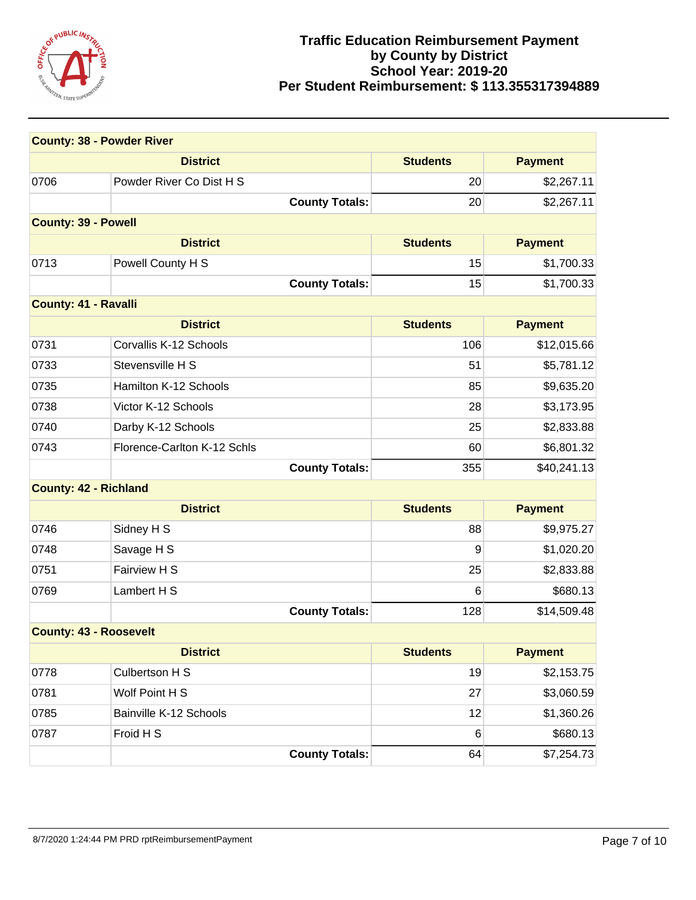# Traffic Education Reimbursement Payment by County by District School Year: 2019-20 Per Student Reimbursement: $ 113.355317394889

| County: 38 - Powder River | | | |
|---|---|---|---|
| **District** | | **Students** | **Payment** |
| 0706 | Powder River Co Dist H S | 20 | $2,267.11 |
| | **County Totals:** | 20 | $2,267.11 |

| County: 39 - Powell | | | |
|---|---|---|---|
| **District** | | **Students** | **Payment** |
| 0713 | Powell County H S | 15 | $1,700.33 |
| | **County Totals:** | 15 | $1,700.33 |

| County: 41 - Ravalli | | | |
|---|---|---|---|
| **District** | | **Students** | **Payment** |
| 0731 | Corvallis K-12 Schools | 106 | $12,015.66 |
| 0733 | Stevensville H S | 51 | $5,781.12 |
| 0735 | Hamilton K-12 Schools | 85 | $9,635.20 |
| 0738 | Victor K-12 Schools | 28 | $3,173.95 |
| 0740 | Darby K-12 Schools | 25 | $2,833.88 |
| 0743 | Florence-Carlton K-12 Schls | 60 | $6,801.32 |
| | **County Totals:** | 355 | $40,241.13 |

| County: 42 - Richland | | | |
|---|---|---|---|
| **District** | | **Students** | **Payment** |
| 0746 | Sidney H S | 88 | $9,975.27 |
| 0748 | Savage H S | 9 | $1,020.20 |
| 0751 | Fairview H S | 25 | $2,833.88 |
| 0769 | Lambert H S | 6 | $680.13 |
| | **County Totals:** | 128 | $14,509.48 |

| County: 43 - Roosevelt | | | |
|---|---|---|---|
| **District** | | **Students** | **Payment** |
| 0778 | Culbertson H S | 19 | $2,153.75 |
| 0781 | Wolf Point H S | 27 | $3,060.59 |
| 0785 | Bainville K-12 Schools | 12 | $1,360.26 |
| 0787 | Froid H S | 6 | $680.13 |
| | **County Totals:** | 64 | $7,254.73 |

8/7/2020 1:24:44 PM PRD rptReimbursementPayment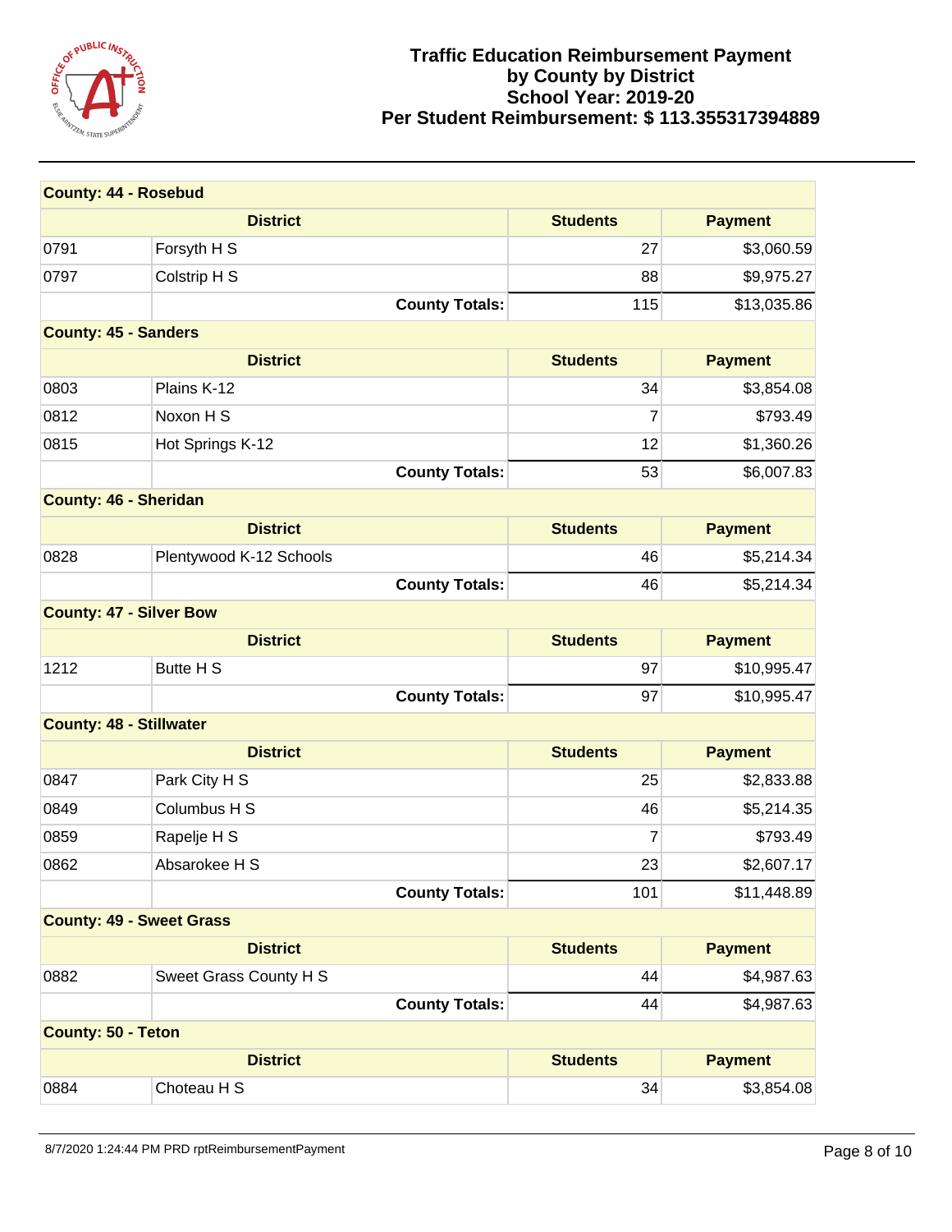# Traffic Education Reimbursement Payment
# by County by District
# School Year: 2019-20
# Per Student Reimbursement: $ 113.355317394889

**County: 44 - Rosebud**

| District | | Students | Payment |
|---|---|---|---|
| 0791 | Forsyth H S | 27 | $3,060.59 |
| 0797 | Colstrip H S | 88 | $9,975.27 |
| | **County Totals:** | 115 | $13,035.86 |

**County: 45 - Sanders**

| District | | Students | Payment |
|---|---|---|---|
| 0803 | Plains K-12 | 34 | $3,854.08 |
| 0812 | Noxon H S | 7 | $793.49 |
| 0815 | Hot Springs K-12 | 12 | $1,360.26 |
| | **County Totals:** | 53 | $6,007.83 |

**County: 46 - Sheridan**

| District | | Students | Payment |
|---|---|---|---|
| 0828 | Plentywood K-12 Schools | 46 | $5,214.34 |
| | **County Totals:** | 46 | $5,214.34 |

**County: 47 - Silver Bow**

| District | | Students | Payment |
|---|---|---|---|
| 1212 | Butte H S | 97 | $10,995.47 |
| | **County Totals:** | 97 | $10,995.47 |

**County: 48 - Stillwater**

| District | | Students | Payment |
|---|---|---|---|
| 0847 | Park City H S | 25 | $2,833.88 |
| 0849 | Columbus H S | 46 | $5,214.35 |
| 0859 | Rapelje H S | 7 | $793.49 |
| 0862 | Absarokee H S | 23 | $2,607.17 |
| | **County Totals:** | 101 | $11,448.89 |

**County: 49 - Sweet Grass**

| District | | Students | Payment |
|---|---|---|---|
| 0882 | Sweet Grass County H S | 44 | $4,987.63 |
| | **County Totals:** | 44 | $4,987.63 |

**County: 50 - Teton**

| District | | Students | Payment |
|---|---|---|---|
| 0884 | Choteau H S | 34 | $3,854.08 |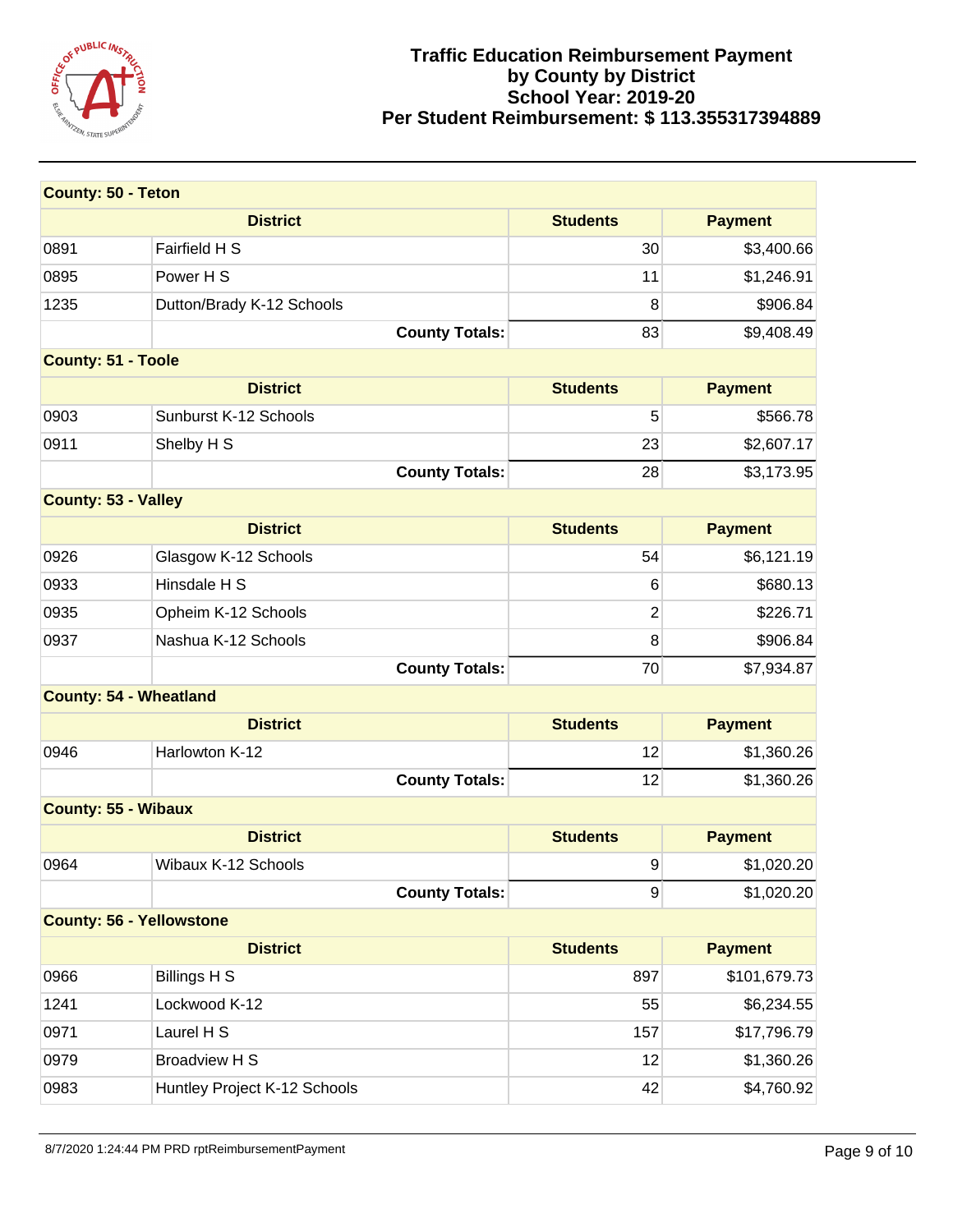# Traffic Education Reimbursement Payment by County by District

**School Year: 2019-20**

**Per Student Reimbursement: $ 113.355317394889**

| County: 50 - Teton | | | |
|---|---|---|---|
| | **District** | **Students** | **Payment** |
| 0891 | Fairfield H S | 30 | $3,400.66 |
| 0895 | Power H S | 11 | $1,246.91 |
| 1235 | Dutton/Brady K-12 Schools | 8 | $906.84 |
| | **County Totals:** | 83 | $9,408.49 |

| County: 51 - Toole | | | |
|---|---|---|---|
| | **District** | **Students** | **Payment** |
| 0903 | Sunburst K-12 Schools | 5 | $566.78 |
| 0911 | Shelby H S | 23 | $2,607.17 |
| | **County Totals:** | 28 | $3,173.95 |

| County: 53 - Valley | | | |
|---|---|---|---|
| | **District** | **Students** | **Payment** |
| 0926 | Glasgow K-12 Schools | 54 | $6,121.19 |
| 0933 | Hinsdale H S | 6 | $680.13 |
| 0935 | Opheim K-12 Schools | 2 | $226.71 |
| 0937 | Nashua K-12 Schools | 8 | $906.84 |
| | **County Totals:** | 70 | $7,934.87 |

| County: 54 - Wheatland | | | |
|---|---|---|---|
| | **District** | **Students** | **Payment** |
| 0946 | Harlowton K-12 | 12 | $1,360.26 |
| | **County Totals:** | 12 | $1,360.26 |

| County: 55 - Wibaux | | | |
|---|---|---|---|
| | **District** | **Students** | **Payment** |
| 0964 | Wibaux K-12 Schools | 9 | $1,020.20 |
| | **County Totals:** | 9 | $1,020.20 |

| County: 56 - Yellowstone | | | |
|---|---|---|---|
| | **District** | **Students** | **Payment** |
| 0966 | Billings H S | 897 | $101,679.73 |
| 1241 | Lockwood K-12 | 55 | $6,234.55 |
| 0971 | Laurel H S | 157 | $17,796.79 |
| 0979 | Broadview H S | 12 | $1,360.26 |
| 0983 | Huntley Project K-12 Schools | 42 | $4,760.92 |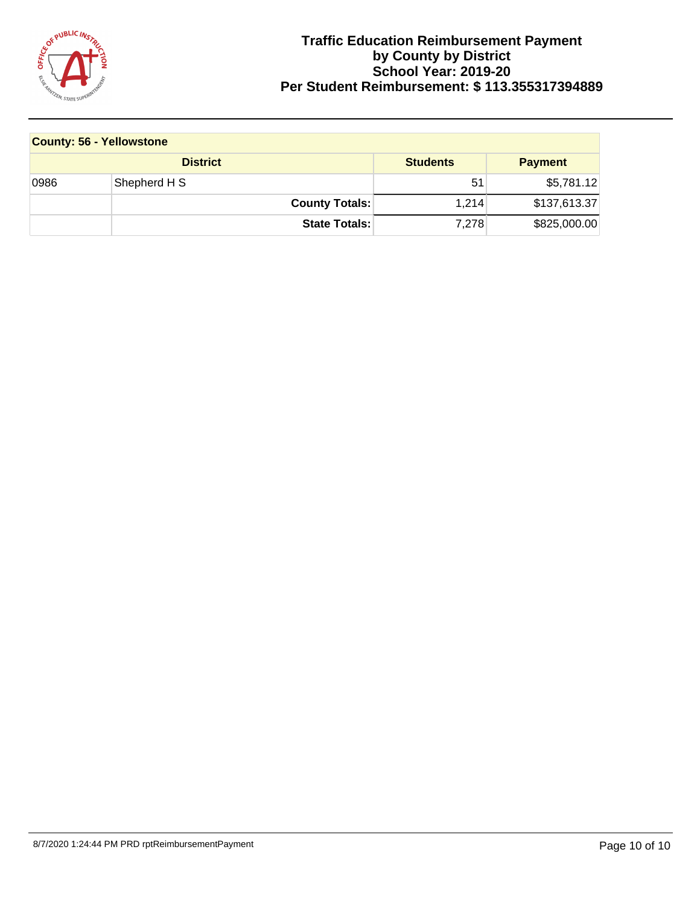# Traffic Education Reimbursement Payment by County by District School Year: 2019-20 Per Student Reimbursement: $ 113.355317394889

| County: 56 - Yellowstone | | | |
|---|---|---|---|
| District | | Students | Payment |
| 0986 | Shepherd H S | 51 | $5,781.12 |
| | **County Totals:** | 1,214 | $137,613.37 |
| | **State Totals:** | 7,278 | $825,000.00 |

8/7/2020 1:24:44 PM PRD rptReimbursementPayment